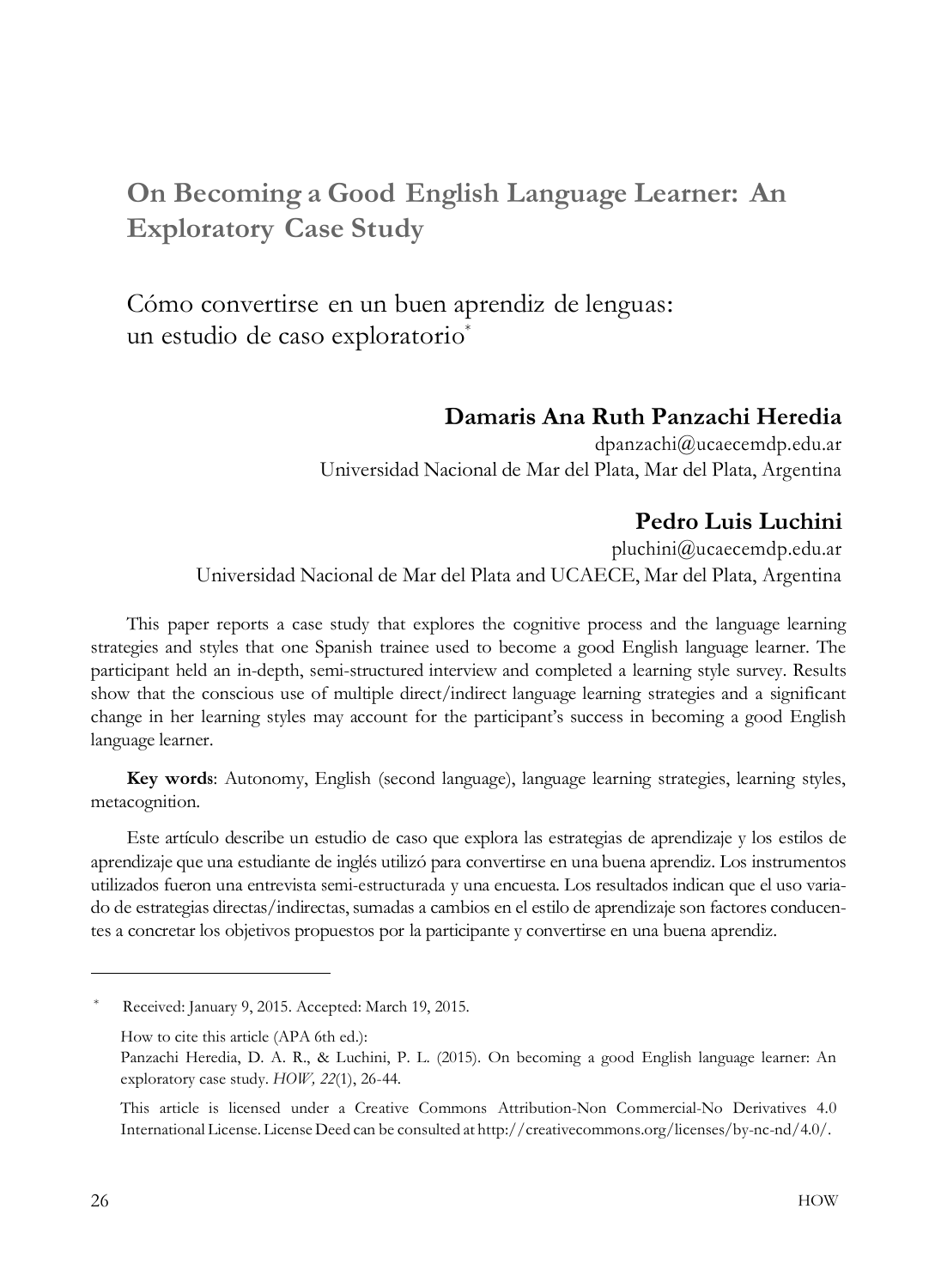# On Becoming a Good English Language Learner: An Exploratory Case Study

## Cómo convertirse en un buen aprendiz de lenguas: un estudio de caso exploratorio*

**Damaris Ana Ruth Panzachi Heredia**
dpanzachi@ucaecemdp.edu.ar
Universidad Nacional de Mar del Plata, Mar del Plata, Argentina

**Pedro Luis Luchini**
pluchini@ucaecemdp.edu.ar
Universidad Nacional de Mar del Plata and UCAECE, Mar del Plata, Argentina

This paper reports a case study that explores the cognitive process and the language learning strategies and styles that one Spanish trainee used to become a good English language learner. The participant held an in-depth, semi-structured interview and completed a learning style survey. Results show that the conscious use of multiple direct/indirect language learning strategies and a significant change in her learning styles may account for the participant's success in becoming a good English language learner.

**Key words**: Autonomy, English (second language), language learning strategies, learning styles, metacognition.

Este artículo describe un estudio de caso que explora las estrategias de aprendizaje y los estilos de aprendizaje que una estudiante de inglés utilizó para convertirse en una buena aprendiz. Los instrumentos utilizados fueron una entrevista semi-estructurada y una encuesta. Los resultados indican que el uso variado de estrategias directas/indirectas, sumadas a cambios en el estilo de aprendizaje son factores conducentes a concretar los objetivos propuestos por la participante y convertirse en una buena aprendiz.

---

\* Received: January 9, 2015. Accepted: March 19, 2015.

How to cite this article (APA 6th ed.):
Panzachi Heredia, D. A. R., & Luchini, P. L. (2015). On becoming a good English language learner: An exploratory case study. *HOW, 22*(1), 26-44.

This article is licensed under a Creative Commons Attribution-Non Commercial-No Derivatives 4.0 International License. License Deed can be consulted at http://creativecommons.org/licenses/by-nc-nd/4.0/.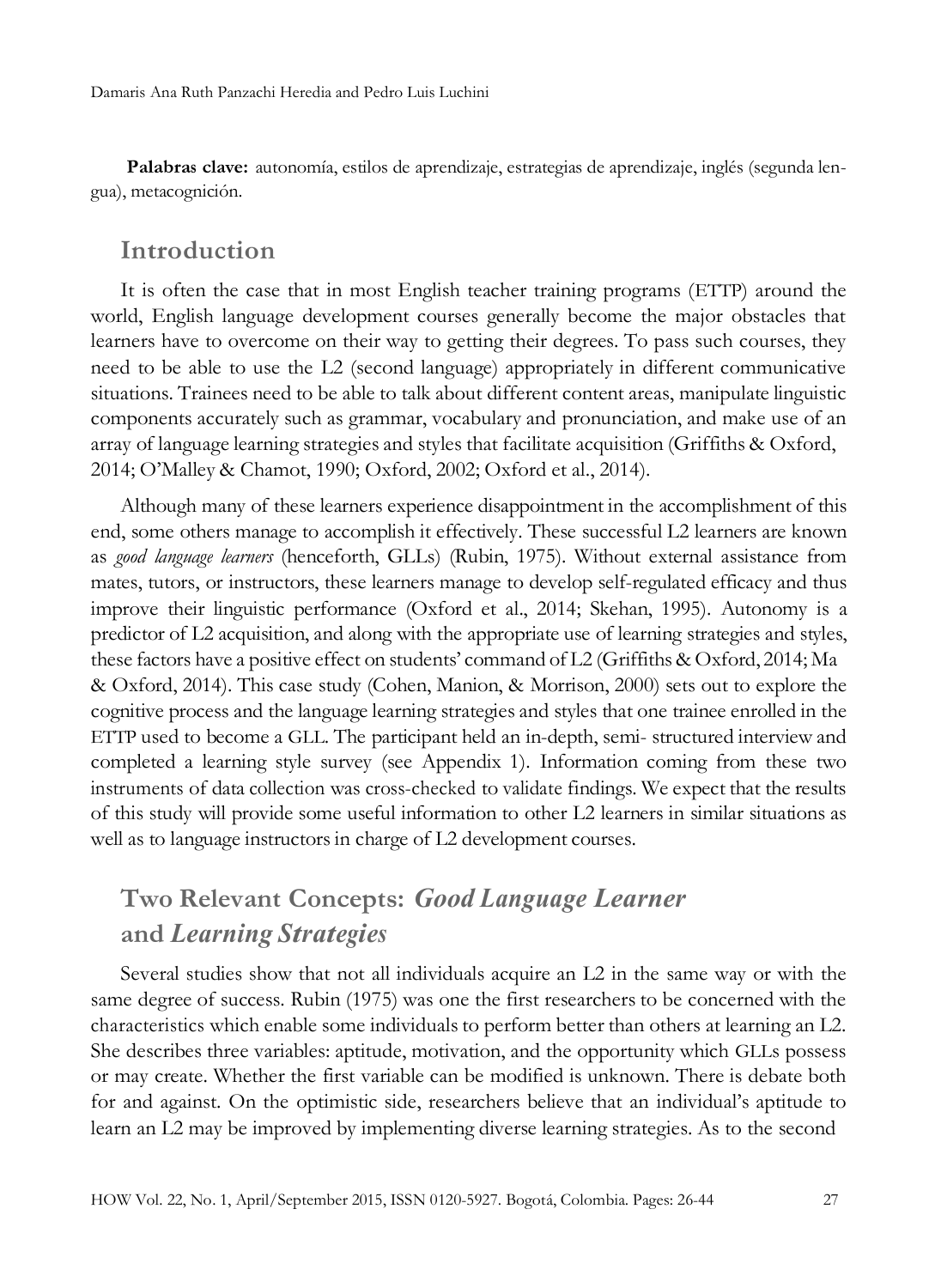**Palabras clave:** autonomía, estilos de aprendizaje, estrategias de aprendizaje, inglés (segunda lengua), metacognición.

## Introduction

It is often the case that in most English teacher training programs (ETTP) around the world, English language development courses generally become the major obstacles that learners have to overcome on their way to getting their degrees. To pass such courses, they need to be able to use the L2 (second language) appropriately in different communicative situations. Trainees need to be able to talk about different content areas, manipulate linguistic components accurately such as grammar, vocabulary and pronunciation, and make use of an array of language learning strategies and styles that facilitate acquisition (Griffiths & Oxford, 2014; O'Malley & Chamot, 1990; Oxford, 2002; Oxford et al., 2014).

Although many of these learners experience disappointment in the accomplishment of this end, some others manage to accomplish it effectively. These successful L2 learners are known as *good language learners* (henceforth, GLLs) (Rubin, 1975). Without external assistance from mates, tutors, or instructors, these learners manage to develop self-regulated efficacy and thus improve their linguistic performance (Oxford et al., 2014; Skehan, 1995). Autonomy is a predictor of L2 acquisition, and along with the appropriate use of learning strategies and styles, these factors have a positive effect on students' command of L2 (Griffiths & Oxford, 2014; Ma & Oxford, 2014). This case study (Cohen, Manion, & Morrison, 2000) sets out to explore the cognitive process and the language learning strategies and styles that one trainee enrolled in the ETTP used to become a GLL. The participant held an in-depth, semi- structured interview and completed a learning style survey (see Appendix 1). Information coming from these two instruments of data collection was cross-checked to validate findings. We expect that the results of this study will provide some useful information to other L2 learners in similar situations as well as to language instructors in charge of L2 development courses.

## Two Relevant Concepts: *Good Language Learner* and *Learning Strategies*

Several studies show that not all individuals acquire an L2 in the same way or with the same degree of success. Rubin (1975) was one the first researchers to be concerned with the characteristics which enable some individuals to perform better than others at learning an L2. She describes three variables: aptitude, motivation, and the opportunity which GLLs possess or may create. Whether the first variable can be modified is unknown. There is debate both for and against. On the optimistic side, researchers believe that an individual's aptitude to learn an L2 may be improved by implementing diverse learning strategies. As to the second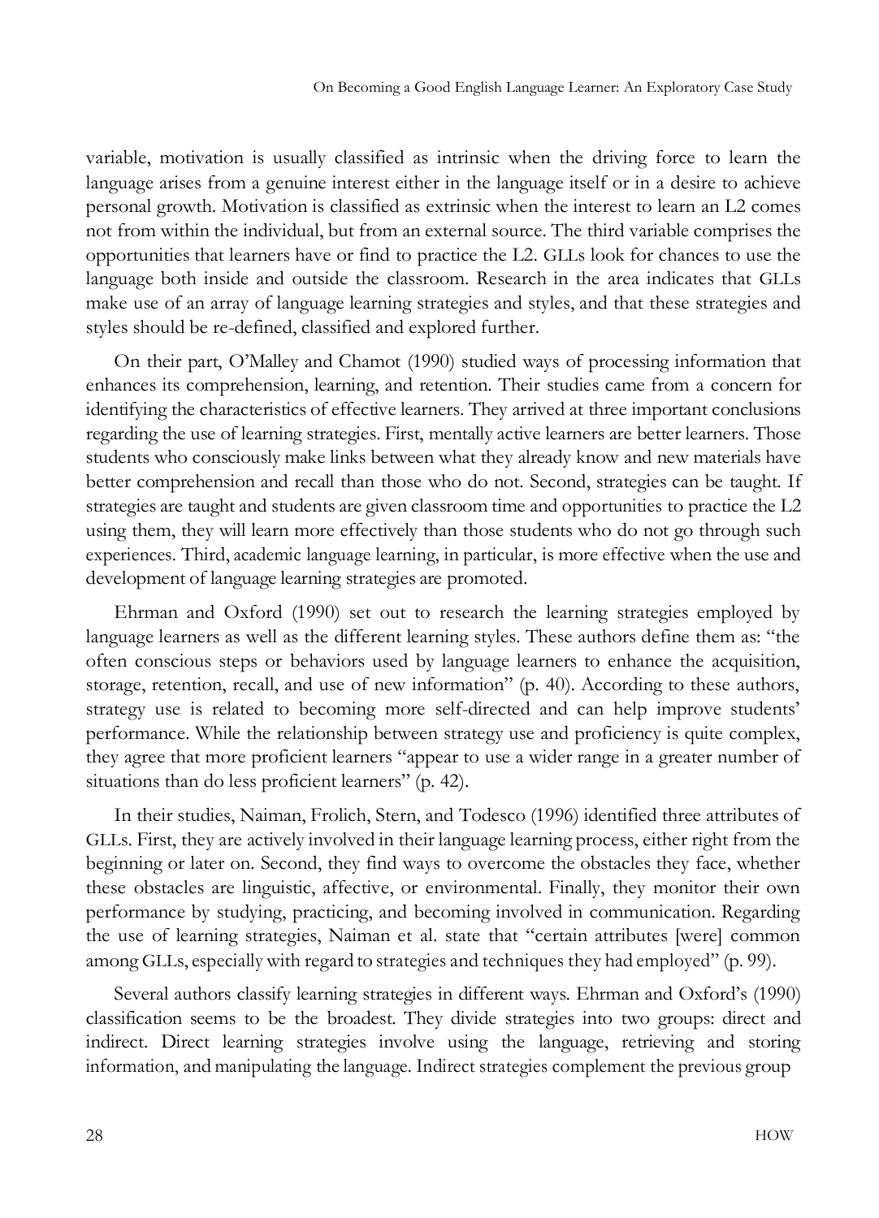variable, motivation is usually classified as intrinsic when the driving force to learn the language arises from a genuine interest either in the language itself or in a desire to achieve personal growth. Motivation is classified as extrinsic when the interest to learn an L2 comes not from within the individual, but from an external source. The third variable comprises the opportunities that learners have or find to practice the L2. GLLs look for chances to use the language both inside and outside the classroom. Research in the area indicates that GLLs make use of an array of language learning strategies and styles, and that these strategies and styles should be re-defined, classified and explored further.

On their part, O'Malley and Chamot (1990) studied ways of processing information that enhances its comprehension, learning, and retention. Their studies came from a concern for identifying the characteristics of effective learners. They arrived at three important conclusions regarding the use of learning strategies. First, mentally active learners are better learners. Those students who consciously make links between what they already know and new materials have better comprehension and recall than those who do not. Second, strategies can be taught. If strategies are taught and students are given classroom time and opportunities to practice the L2 using them, they will learn more effectively than those students who do not go through such experiences. Third, academic language learning, in particular, is more effective when the use and development of language learning strategies are promoted.

Ehrman and Oxford (1990) set out to research the learning strategies employed by language learners as well as the different learning styles. These authors define them as: "the often conscious steps or behaviors used by language learners to enhance the acquisition, storage, retention, recall, and use of new information" (p. 40). According to these authors, strategy use is related to becoming more self-directed and can help improve students' performance. While the relationship between strategy use and proficiency is quite complex, they agree that more proficient learners "appear to use a wider range in a greater number of situations than do less proficient learners" (p. 42).

In their studies, Naiman, Frolich, Stern, and Todesco (1996) identified three attributes of GLLs. First, they are actively involved in their language learning process, either right from the beginning or later on. Second, they find ways to overcome the obstacles they face, whether these obstacles are linguistic, affective, or environmental. Finally, they monitor their own performance by studying, practicing, and becoming involved in communication. Regarding the use of learning strategies, Naiman et al. state that "certain attributes [were] common among GLLs, especially with regard to strategies and techniques they had employed" (p. 99).

Several authors classify learning strategies in different ways. Ehrman and Oxford's (1990) classification seems to be the broadest. They divide strategies into two groups: direct and indirect. Direct learning strategies involve using the language, retrieving and storing information, and manipulating the language. Indirect strategies complement the previous group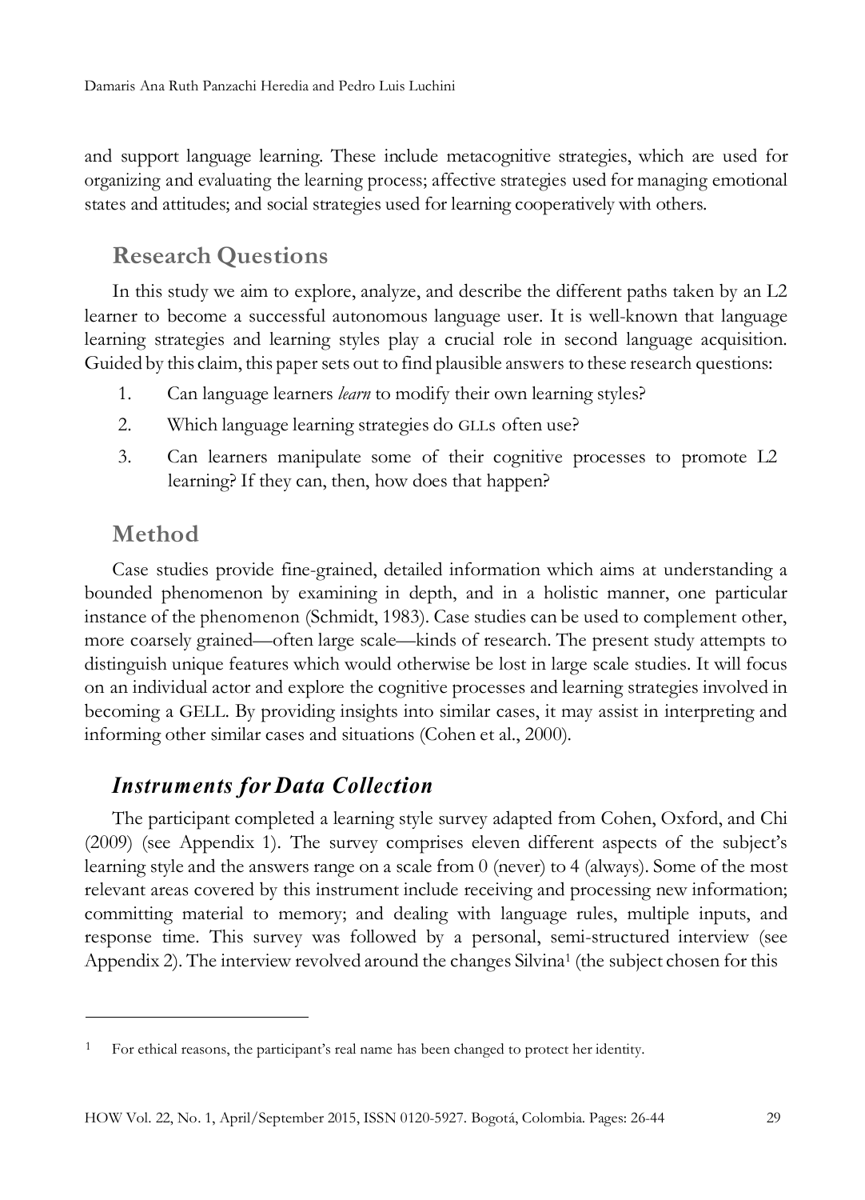and support language learning. These include metacognitive strategies, which are used for organizing and evaluating the learning process; affective strategies used for managing emotional states and attitudes; and social strategies used for learning cooperatively with others.

## Research Questions

In this study we aim to explore, analyze, and describe the different paths taken by an L2 learner to become a successful autonomous language user. It is well-known that language learning strategies and learning styles play a crucial role in second language acquisition. Guided by this claim, this paper sets out to find plausible answers to these research questions:

1. Can language learners *learn* to modify their own learning styles?
2. Which language learning strategies do GLLs often use?
3. Can learners manipulate some of their cognitive processes to promote L2 learning? If they can, then, how does that happen?

## Method

Case studies provide fine-grained, detailed information which aims at understanding a bounded phenomenon by examining in depth, and in a holistic manner, one particular instance of the phenomenon (Schmidt, 1983). Case studies can be used to complement other, more coarsely grained—often large scale—kinds of research. The present study attempts to distinguish unique features which would otherwise be lost in large scale studies. It will focus on an individual actor and explore the cognitive processes and learning strategies involved in becoming a GELL. By providing insights into similar cases, it may assist in interpreting and informing other similar cases and situations (Cohen et al., 2000).

### *Instruments for Data Collection*

The participant completed a learning style survey adapted from Cohen, Oxford, and Chi (2009) (see Appendix 1). The survey comprises eleven different aspects of the subject's learning style and the answers range on a scale from 0 (never) to 4 (always). Some of the most relevant areas covered by this instrument include receiving and processing new information; committing material to memory; and dealing with language rules, multiple inputs, and response time. This survey was followed by a personal, semi-structured interview (see Appendix 2). The interview revolved around the changes Silvina[1] (the subject chosen for this

[1] For ethical reasons, the participant's real name has been changed to protect her identity.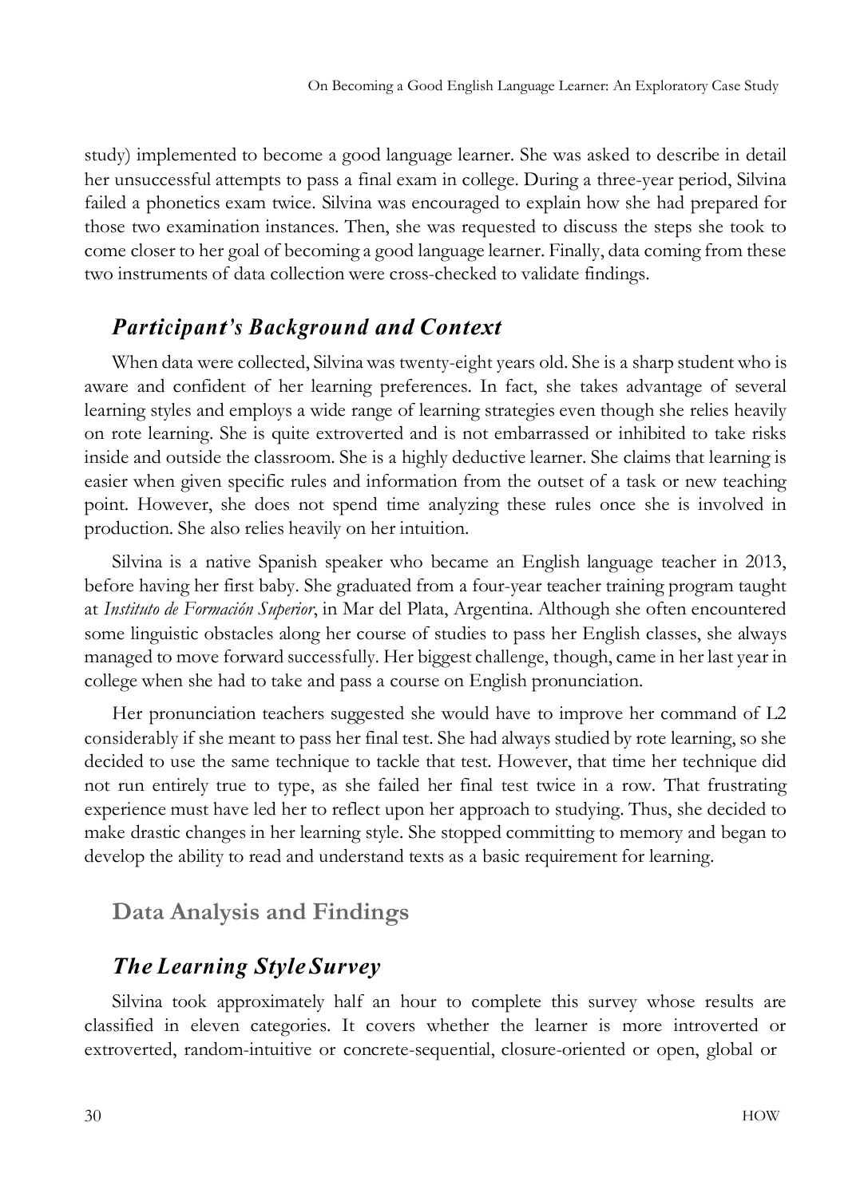study) implemented to become a good language learner. She was asked to describe in detail her unsuccessful attempts to pass a final exam in college. During a three-year period, Silvina failed a phonetics exam twice. Silvina was encouraged to explain how she had prepared for those two examination instances. Then, she was requested to discuss the steps she took to come closer to her goal of becoming a good language learner. Finally, data coming from these two instruments of data collection were cross-checked to validate findings.

### *Participant's Background and Context*

When data were collected, Silvina was twenty-eight years old. She is a sharp student who is aware and confident of her learning preferences. In fact, she takes advantage of several learning styles and employs a wide range of learning strategies even though she relies heavily on rote learning. She is quite extroverted and is not embarrassed or inhibited to take risks inside and outside the classroom. She is a highly deductive learner. She claims that learning is easier when given specific rules and information from the outset of a task or new teaching point. However, she does not spend time analyzing these rules once she is involved in production. She also relies heavily on her intuition.

Silvina is a native Spanish speaker who became an English language teacher in 2013, before having her first baby. She graduated from a four-year teacher training program taught at *Instituto de Formación Superior*, in Mar del Plata, Argentina. Although she often encountered some linguistic obstacles along her course of studies to pass her English classes, she always managed to move forward successfully. Her biggest challenge, though, came in her last year in college when she had to take and pass a course on English pronunciation.

Her pronunciation teachers suggested she would have to improve her command of L2 considerably if she meant to pass her final test. She had always studied by rote learning, so she decided to use the same technique to tackle that test. However, that time her technique did not run entirely true to type, as she failed her final test twice in a row. That frustrating experience must have led her to reflect upon her approach to studying. Thus, she decided to make drastic changes in her learning style. She stopped committing to memory and began to develop the ability to read and understand texts as a basic requirement for learning.

## Data Analysis and Findings

### *The Learning Style Survey*

Silvina took approximately half an hour to complete this survey whose results are classified in eleven categories. It covers whether the learner is more introverted or extroverted, random-intuitive or concrete-sequential, closure-oriented or open, global or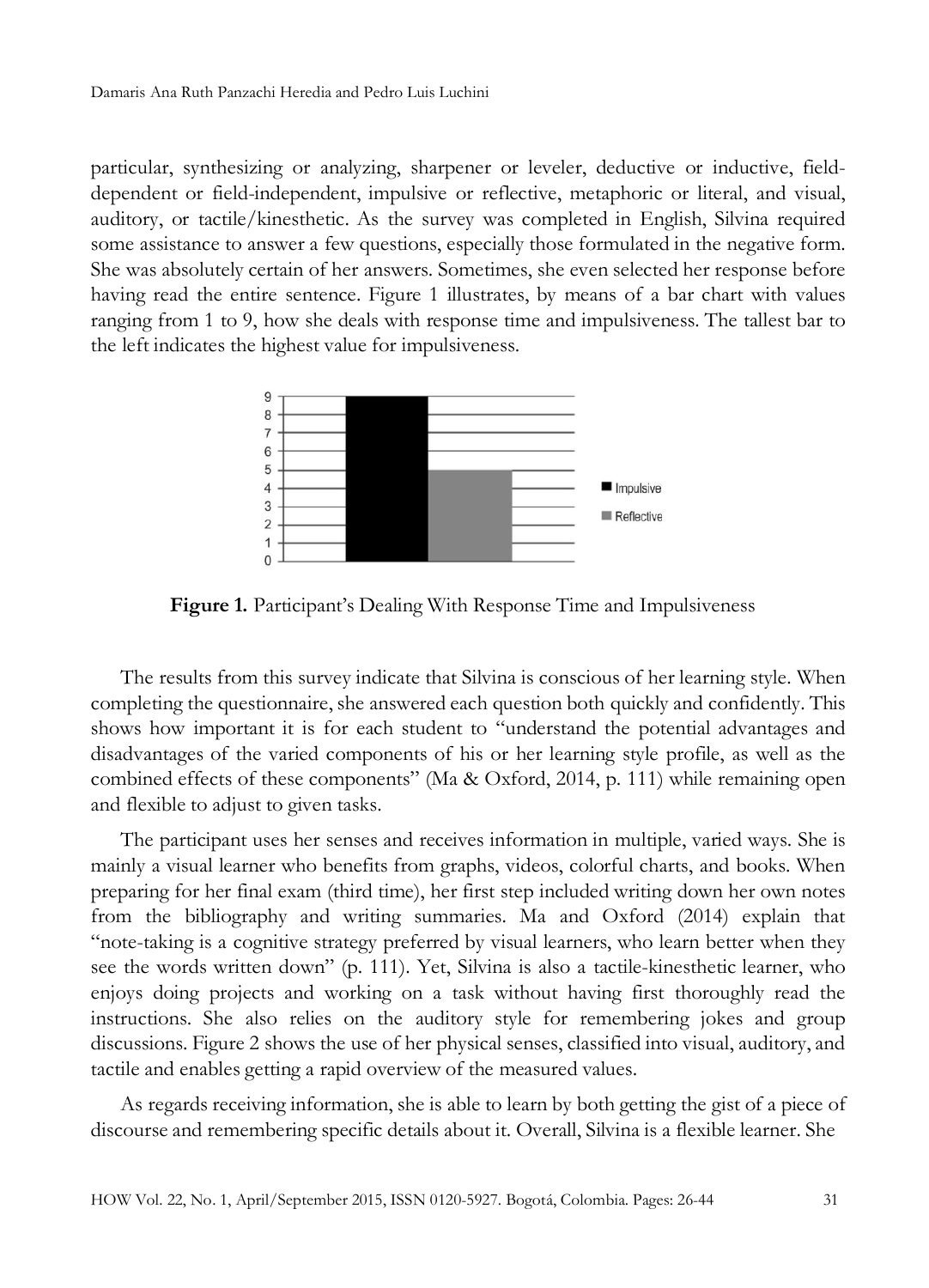particular, synthesizing or analyzing, sharpener or leveler, deductive or inductive, field-dependent or field-independent, impulsive or reflective, metaphoric or literal, and visual, auditory, or tactile/kinesthetic. As the survey was completed in English, Silvina required some assistance to answer a few questions, especially those formulated in the negative form. She was absolutely certain of her answers. Sometimes, she even selected her response before having read the entire sentence. Figure 1 illustrates, by means of a bar chart with values ranging from 1 to 9, how she deals with response time and impulsiveness. The tallest bar to the left indicates the highest value for impulsiveness.

**Figure 1.** Participant's Dealing With Response Time and Impulsiveness

The results from this survey indicate that Silvina is conscious of her learning style. When completing the questionnaire, she answered each question both quickly and confidently. This shows how important it is for each student to "understand the potential advantages and disadvantages of the varied components of his or her learning style profile, as well as the combined effects of these components" (Ma & Oxford, 2014, p. 111) while remaining open and flexible to adjust to given tasks.

The participant uses her senses and receives information in multiple, varied ways. She is mainly a visual learner who benefits from graphs, videos, colorful charts, and books. When preparing for her final exam (third time), her first step included writing down her own notes from the bibliography and writing summaries. Ma and Oxford (2014) explain that "note-taking is a cognitive strategy preferred by visual learners, who learn better when they see the words written down" (p. 111). Yet, Silvina is also a tactile-kinesthetic learner, who enjoys doing projects and working on a task without having first thoroughly read the instructions. She also relies on the auditory style for remembering jokes and group discussions. Figure 2 shows the use of her physical senses, classified into visual, auditory, and tactile and enables getting a rapid overview of the measured values.

As regards receiving information, she is able to learn by both getting the gist of a piece of discourse and remembering specific details about it. Overall, Silvina is a flexible learner. She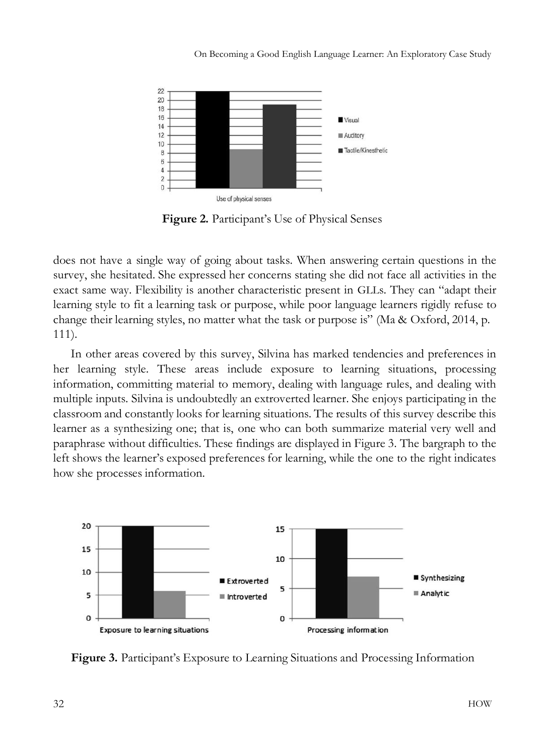**Figure 2.** Participant's Use of Physical Senses

does not have a single way of going about tasks. When answering certain questions in the survey, she hesitated. She expressed her concerns stating she did not face all activities in the exact same way. Flexibility is another characteristic present in GLLs. They can "adapt their learning style to fit a learning task or purpose, while poor language learners rigidly refuse to change their learning styles, no matter what the task or purpose is" (Ma & Oxford, 2014, p. 111).

In other areas covered by this survey, Silvina has marked tendencies and preferences in her learning style. These areas include exposure to learning situations, processing information, committing material to memory, dealing with language rules, and dealing with multiple inputs. Silvina is undoubtedly an extroverted learner. She enjoys participating in the classroom and constantly looks for learning situations. The results of this survey describe this learner as a synthesizing one; that is, one who can both summarize material very well and paraphrase without difficulties. These findings are displayed in Figure 3. The bargraph to the left shows the learner's exposed preferences for learning, while the one to the right indicates how she processes information.

**Figure 3.** Participant's Exposure to Learning Situations and Processing Information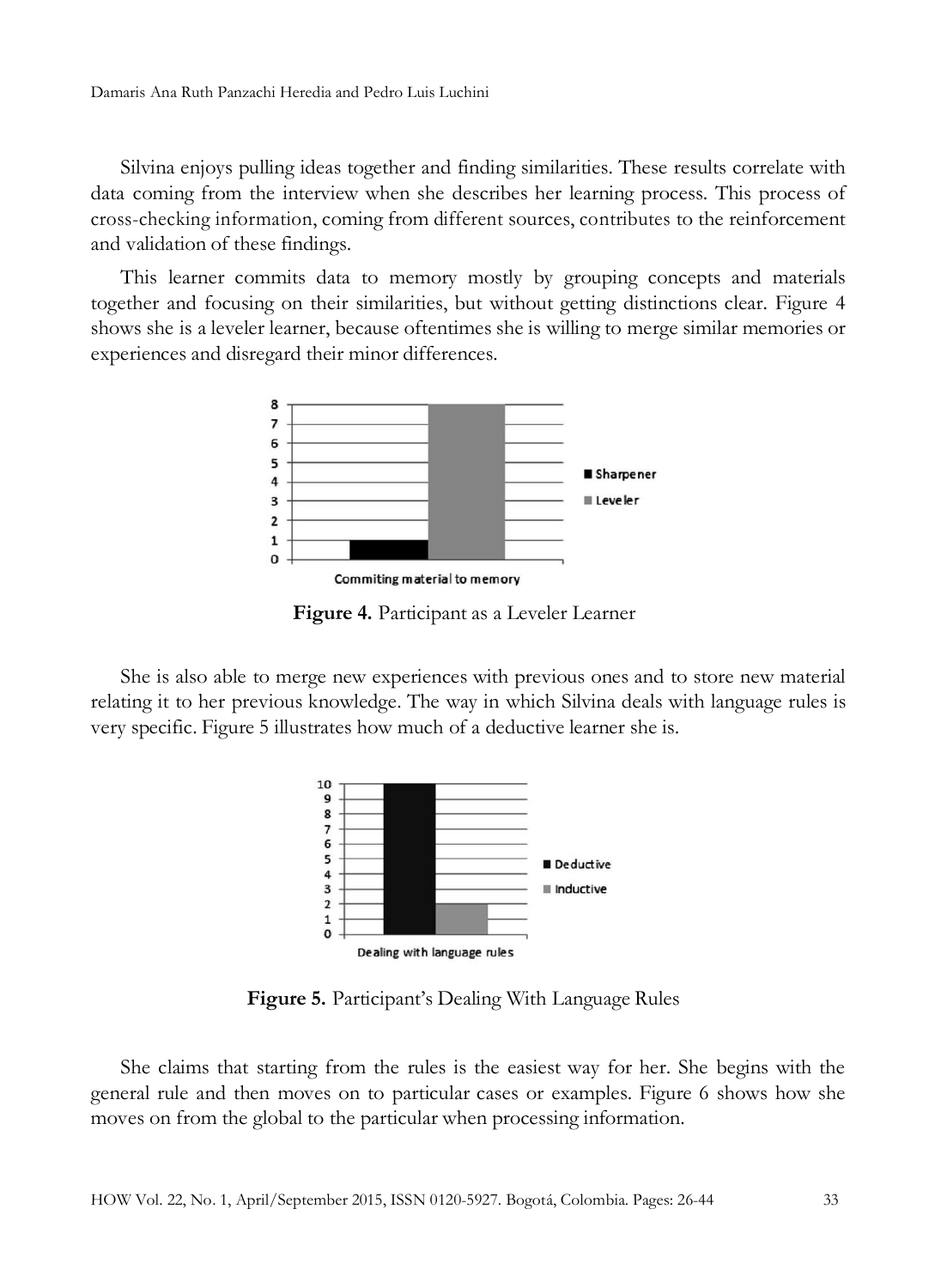Silvina enjoys pulling ideas together and finding similarities. These results correlate with data coming from the interview when she describes her learning process. This process of cross-checking information, coming from different sources, contributes to the reinforcement and validation of these findings.

This learner commits data to memory mostly by grouping concepts and materials together and focusing on their similarities, but without getting distinctions clear. Figure 4 shows she is a leveler learner, because oftentimes she is willing to merge similar memories or experiences and disregard their minor differences.

**Figure 4.** Participant as a Leveler Learner

She is also able to merge new experiences with previous ones and to store new material relating it to her previous knowledge. The way in which Silvina deals with language rules is very specific. Figure 5 illustrates how much of a deductive learner she is.

**Figure 5.** Participant's Dealing With Language Rules

She claims that starting from the rules is the easiest way for her. She begins with the general rule and then moves on to particular cases or examples. Figure 6 shows how she moves on from the global to the particular when processing information.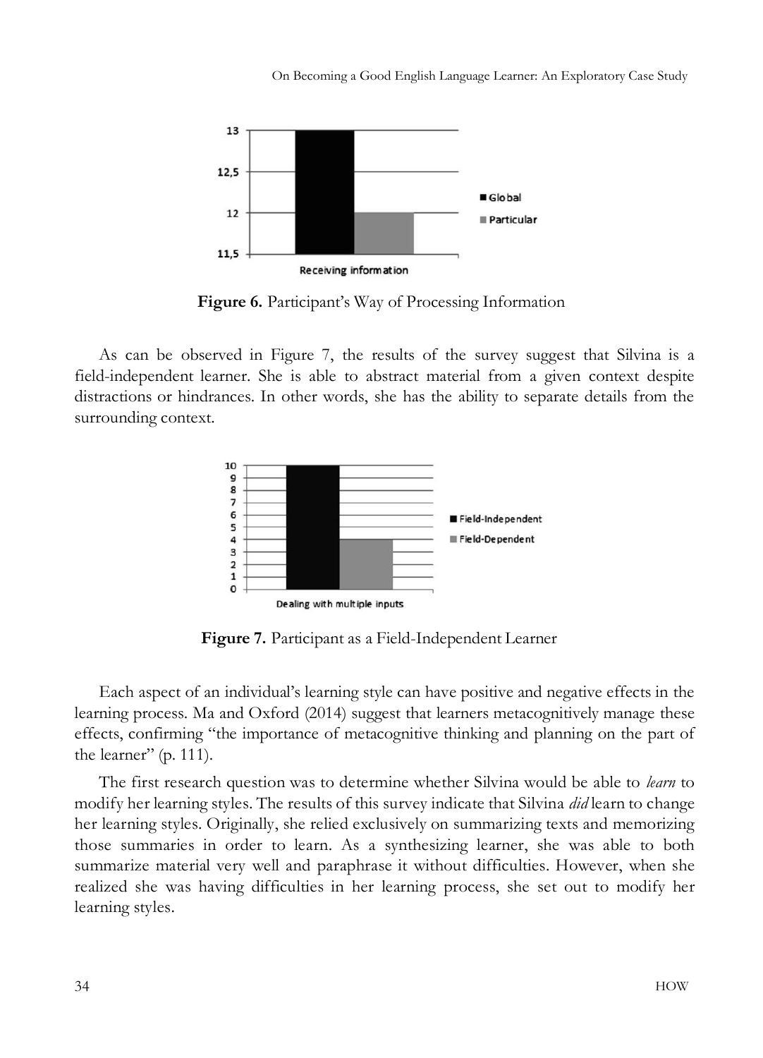**Figure 6.** Participant's Way of Processing Information

As can be observed in Figure 7, the results of the survey suggest that Silvina is a field-independent learner. She is able to abstract material from a given context despite distractions or hindrances. In other words, she has the ability to separate details from the surrounding context.

**Figure 7.** Participant as a Field-Independent Learner

Each aspect of an individual's learning style can have positive and negative effects in the learning process. Ma and Oxford (2014) suggest that learners metacognitively manage these effects, confirming "the importance of metacognitive thinking and planning on the part of the learner" (p. 111).

The first research question was to determine whether Silvina would be able to *learn* to modify her learning styles. The results of this survey indicate that Silvina *did* learn to change her learning styles. Originally, she relied exclusively on summarizing texts and memorizing those summaries in order to learn. As a synthesizing learner, she was able to both summarize material very well and paraphrase it without difficulties. However, when she realized she was having difficulties in her learning process, she set out to modify her learning styles.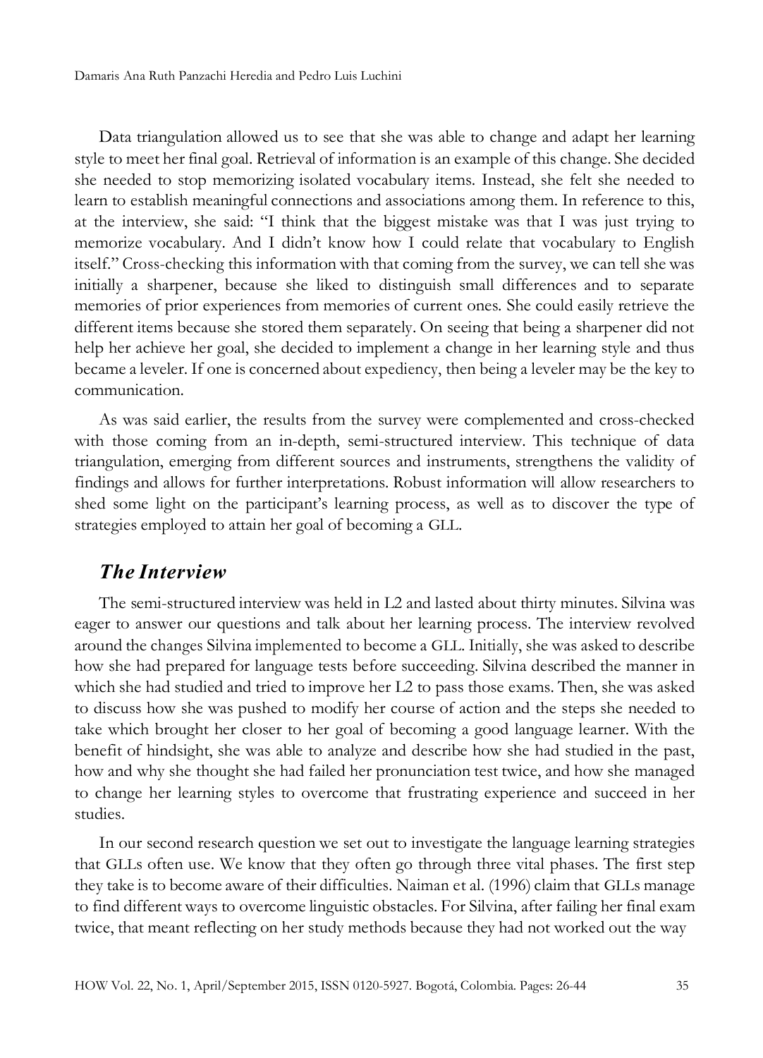Data triangulation allowed us to see that she was able to change and adapt her learning style to meet her final goal. Retrieval of information is an example of this change. She decided she needed to stop memorizing isolated vocabulary items. Instead, she felt she needed to learn to establish meaningful connections and associations among them. In reference to this, at the interview, she said: "I think that the biggest mistake was that I was just trying to memorize vocabulary. And I didn't know how I could relate that vocabulary to English itself." Cross-checking this information with that coming from the survey, we can tell she was initially a sharpener, because she liked to distinguish small differences and to separate memories of prior experiences from memories of current ones. She could easily retrieve the different items because she stored them separately. On seeing that being a sharpener did not help her achieve her goal, she decided to implement a change in her learning style and thus became a leveler. If one is concerned about expediency, then being a leveler may be the key to communication.

As was said earlier, the results from the survey were complemented and cross-checked with those coming from an in-depth, semi-structured interview. This technique of data triangulation, emerging from different sources and instruments, strengthens the validity of findings and allows for further interpretations. Robust information will allow researchers to shed some light on the participant's learning process, as well as to discover the type of strategies employed to attain her goal of becoming a GLL.

## *The Interview*

The semi-structured interview was held in L2 and lasted about thirty minutes. Silvina was eager to answer our questions and talk about her learning process. The interview revolved around the changes Silvina implemented to become a GLL. Initially, she was asked to describe how she had prepared for language tests before succeeding. Silvina described the manner in which she had studied and tried to improve her L2 to pass those exams. Then, she was asked to discuss how she was pushed to modify her course of action and the steps she needed to take which brought her closer to her goal of becoming a good language learner. With the benefit of hindsight, she was able to analyze and describe how she had studied in the past, how and why she thought she had failed her pronunciation test twice, and how she managed to change her learning styles to overcome that frustrating experience and succeed in her studies.

In our second research question we set out to investigate the language learning strategies that GLLs often use. We know that they often go through three vital phases. The first step they take is to become aware of their difficulties. Naiman et al. (1996) claim that GLLs manage to find different ways to overcome linguistic obstacles. For Silvina, after failing her final exam twice, that meant reflecting on her study methods because they had not worked out the way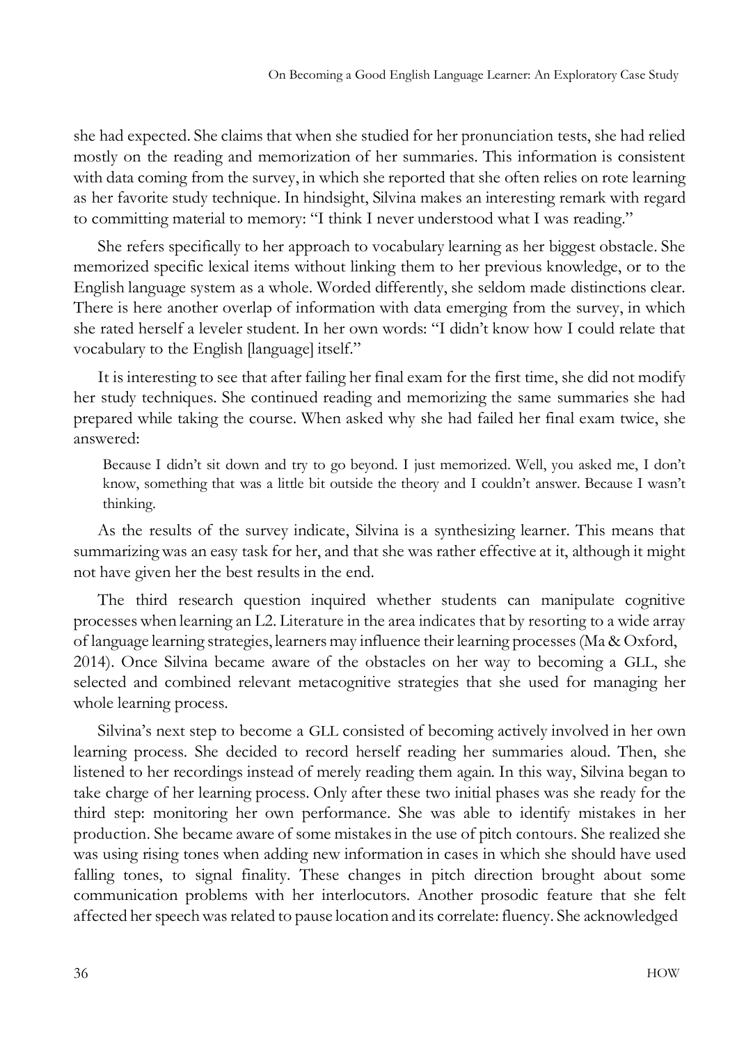she had expected. She claims that when she studied for her pronunciation tests, she had relied mostly on the reading and memorization of her summaries. This information is consistent with data coming from the survey, in which she reported that she often relies on rote learning as her favorite study technique. In hindsight, Silvina makes an interesting remark with regard to committing material to memory: "I think I never understood what I was reading."

She refers specifically to her approach to vocabulary learning as her biggest obstacle. She memorized specific lexical items without linking them to her previous knowledge, or to the English language system as a whole. Worded differently, she seldom made distinctions clear. There is here another overlap of information with data emerging from the survey, in which she rated herself a leveler student. In her own words: "I didn't know how I could relate that vocabulary to the English [language] itself."

It is interesting to see that after failing her final exam for the first time, she did not modify her study techniques. She continued reading and memorizing the same summaries she had prepared while taking the course. When asked why she had failed her final exam twice, she answered:

> Because I didn't sit down and try to go beyond. I just memorized. Well, you asked me, I don't know, something that was a little bit outside the theory and I couldn't answer. Because I wasn't thinking.

As the results of the survey indicate, Silvina is a synthesizing learner. This means that summarizing was an easy task for her, and that she was rather effective at it, although it might not have given her the best results in the end.

The third research question inquired whether students can manipulate cognitive processes when learning an L2. Literature in the area indicates that by resorting to a wide array of language learning strategies, learners may influence their learning processes (Ma & Oxford, 2014). Once Silvina became aware of the obstacles on her way to becoming a GLL, she selected and combined relevant metacognitive strategies that she used for managing her whole learning process.

Silvina's next step to become a GLL consisted of becoming actively involved in her own learning process. She decided to record herself reading her summaries aloud. Then, she listened to her recordings instead of merely reading them again. In this way, Silvina began to take charge of her learning process. Only after these two initial phases was she ready for the third step: monitoring her own performance. She was able to identify mistakes in her production. She became aware of some mistakes in the use of pitch contours. She realized she was using rising tones when adding new information in cases in which she should have used falling tones, to signal finality. These changes in pitch direction brought about some communication problems with her interlocutors. Another prosodic feature that she felt affected her speech was related to pause location and its correlate: fluency. She acknowledged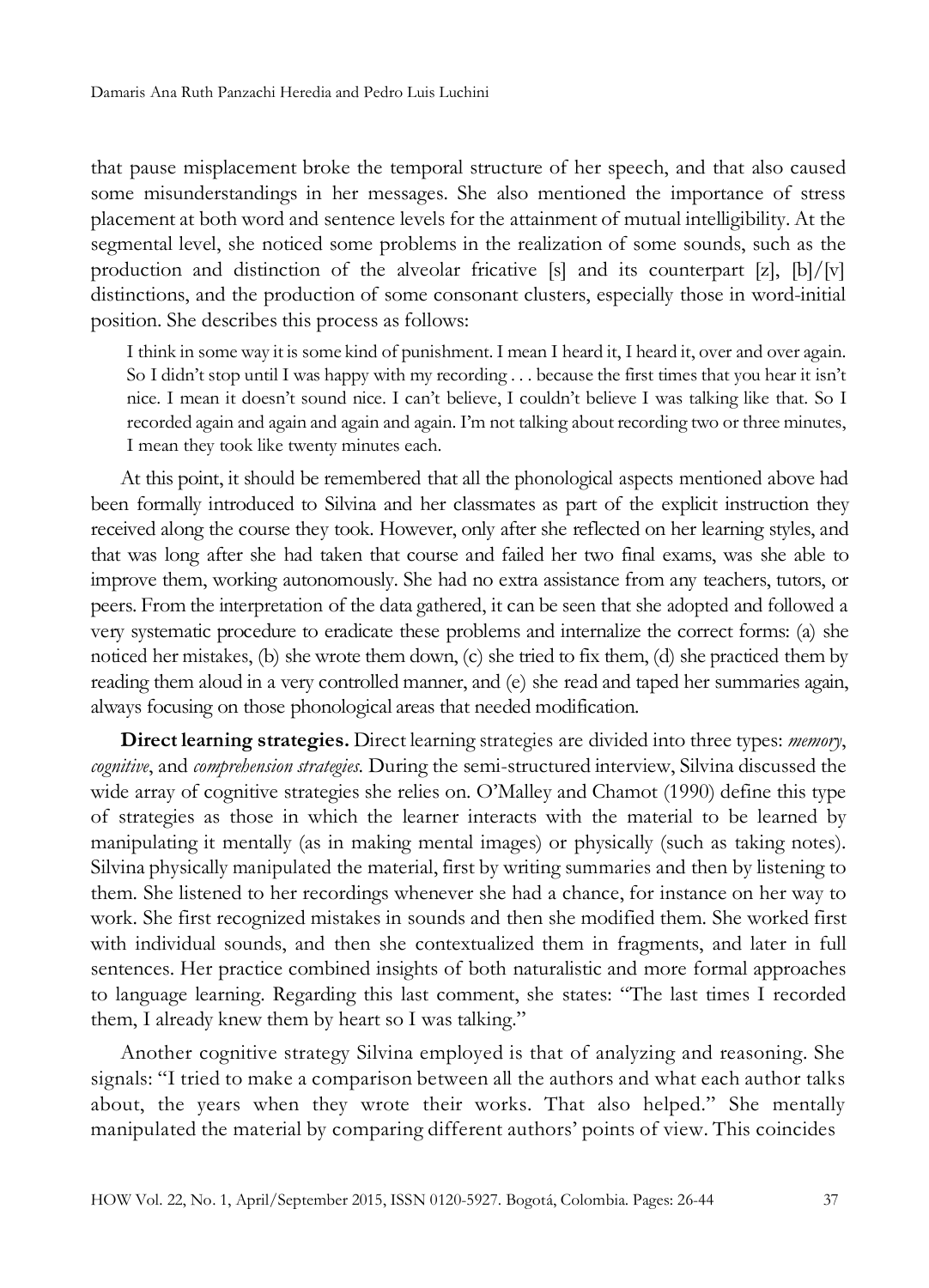that pause misplacement broke the temporal structure of her speech, and that also caused some misunderstandings in her messages. She also mentioned the importance of stress placement at both word and sentence levels for the attainment of mutual intelligibility. At the segmental level, she noticed some problems in the realization of some sounds, such as the production and distinction of the alveolar fricative [s] and its counterpart [z], [b]/[v] distinctions, and the production of some consonant clusters, especially those in word-initial position. She describes this process as follows:

> I think in some way it is some kind of punishment. I mean I heard it, I heard it, over and over again. So I didn't stop until I was happy with my recording . . . because the first times that you hear it isn't nice. I mean it doesn't sound nice. I can't believe, I couldn't believe I was talking like that. So I recorded again and again and again and again. I'm not talking about recording two or three minutes, I mean they took like twenty minutes each.

At this point, it should be remembered that all the phonological aspects mentioned above had been formally introduced to Silvina and her classmates as part of the explicit instruction they received along the course they took. However, only after she reflected on her learning styles, and that was long after she had taken that course and failed her two final exams, was she able to improve them, working autonomously. She had no extra assistance from any teachers, tutors, or peers. From the interpretation of the data gathered, it can be seen that she adopted and followed a very systematic procedure to eradicate these problems and internalize the correct forms: (a) she noticed her mistakes, (b) she wrote them down, (c) she tried to fix them, (d) she practiced them by reading them aloud in a very controlled manner, and (e) she read and taped her summaries again, always focusing on those phonological areas that needed modification.

**Direct learning strategies.** Direct learning strategies are divided into three types: *memory*, *cognitive*, and *comprehension strategies*. During the semi-structured interview, Silvina discussed the wide array of cognitive strategies she relies on. O'Malley and Chamot (1990) define this type of strategies as those in which the learner interacts with the material to be learned by manipulating it mentally (as in making mental images) or physically (such as taking notes). Silvina physically manipulated the material, first by writing summaries and then by listening to them. She listened to her recordings whenever she had a chance, for instance on her way to work. She first recognized mistakes in sounds and then she modified them. She worked first with individual sounds, and then she contextualized them in fragments, and later in full sentences. Her practice combined insights of both naturalistic and more formal approaches to language learning. Regarding this last comment, she states: "The last times I recorded them, I already knew them by heart so I was talking."

Another cognitive strategy Silvina employed is that of analyzing and reasoning. She signals: "I tried to make a comparison between all the authors and what each author talks about, the years when they wrote their works. That also helped." She mentally manipulated the material by comparing different authors' points of view. This coincides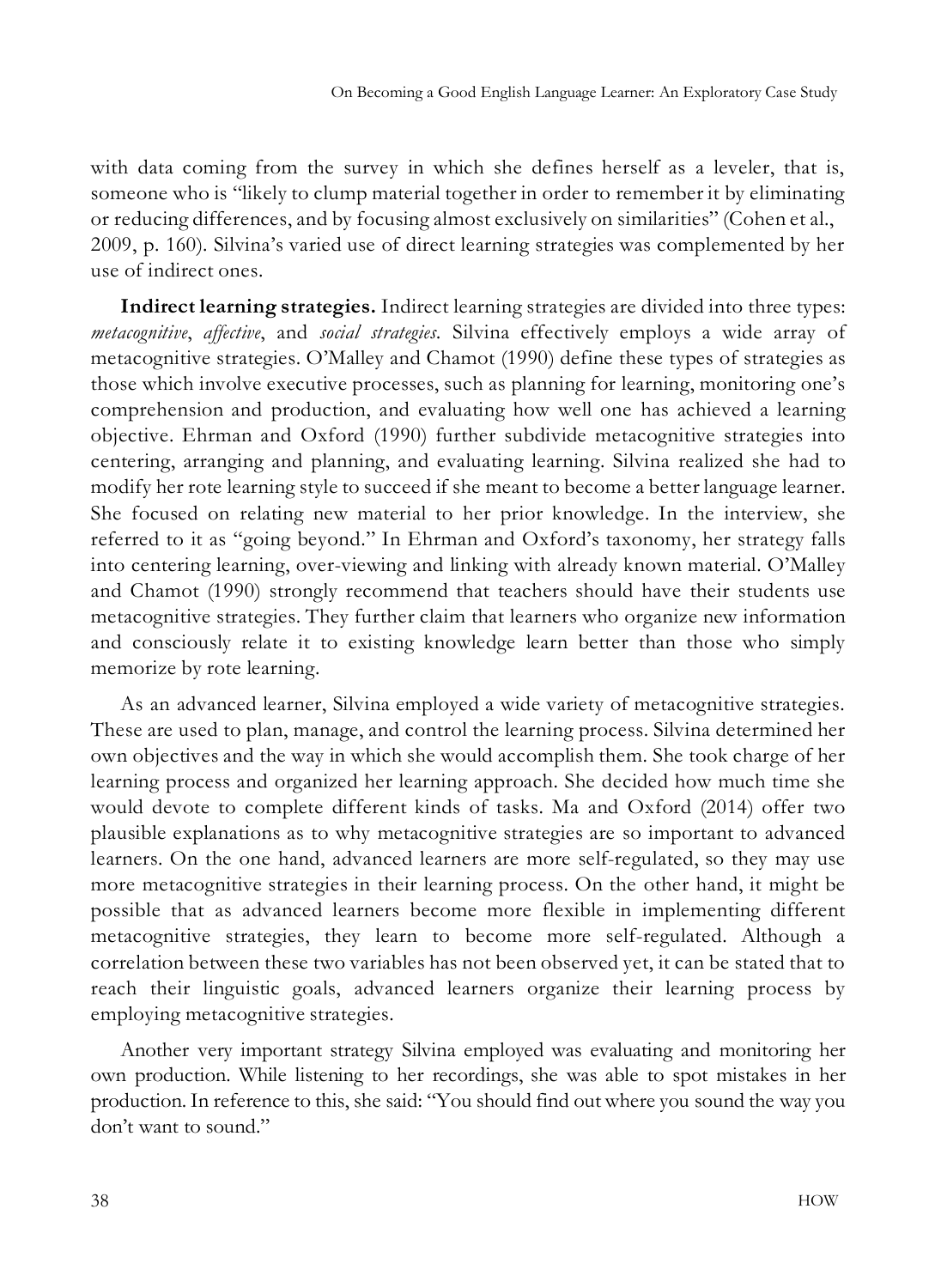with data coming from the survey in which she defines herself as a leveler, that is, someone who is "likely to clump material together in order to remember it by eliminating or reducing differences, and by focusing almost exclusively on similarities" (Cohen et al., 2009, p. 160). Silvina's varied use of direct learning strategies was complemented by her use of indirect ones.

**Indirect learning strategies.** Indirect learning strategies are divided into three types: *metacognitive*, *affective*, and *social strategies*. Silvina effectively employs a wide array of metacognitive strategies. O'Malley and Chamot (1990) define these types of strategies as those which involve executive processes, such as planning for learning, monitoring one's comprehension and production, and evaluating how well one has achieved a learning objective. Ehrman and Oxford (1990) further subdivide metacognitive strategies into centering, arranging and planning, and evaluating learning. Silvina realized she had to modify her rote learning style to succeed if she meant to become a better language learner. She focused on relating new material to her prior knowledge. In the interview, she referred to it as "going beyond." In Ehrman and Oxford's taxonomy, her strategy falls into centering learning, over-viewing and linking with already known material. O'Malley and Chamot (1990) strongly recommend that teachers should have their students use metacognitive strategies. They further claim that learners who organize new information and consciously relate it to existing knowledge learn better than those who simply memorize by rote learning.

As an advanced learner, Silvina employed a wide variety of metacognitive strategies. These are used to plan, manage, and control the learning process. Silvina determined her own objectives and the way in which she would accomplish them. She took charge of her learning process and organized her learning approach. She decided how much time she would devote to complete different kinds of tasks. Ma and Oxford (2014) offer two plausible explanations as to why metacognitive strategies are so important to advanced learners. On the one hand, advanced learners are more self-regulated, so they may use more metacognitive strategies in their learning process. On the other hand, it might be possible that as advanced learners become more flexible in implementing different metacognitive strategies, they learn to become more self-regulated. Although a correlation between these two variables has not been observed yet, it can be stated that to reach their linguistic goals, advanced learners organize their learning process by employing metacognitive strategies.

Another very important strategy Silvina employed was evaluating and monitoring her own production. While listening to her recordings, she was able to spot mistakes in her production. In reference to this, she said: "You should find out where you sound the way you don't want to sound."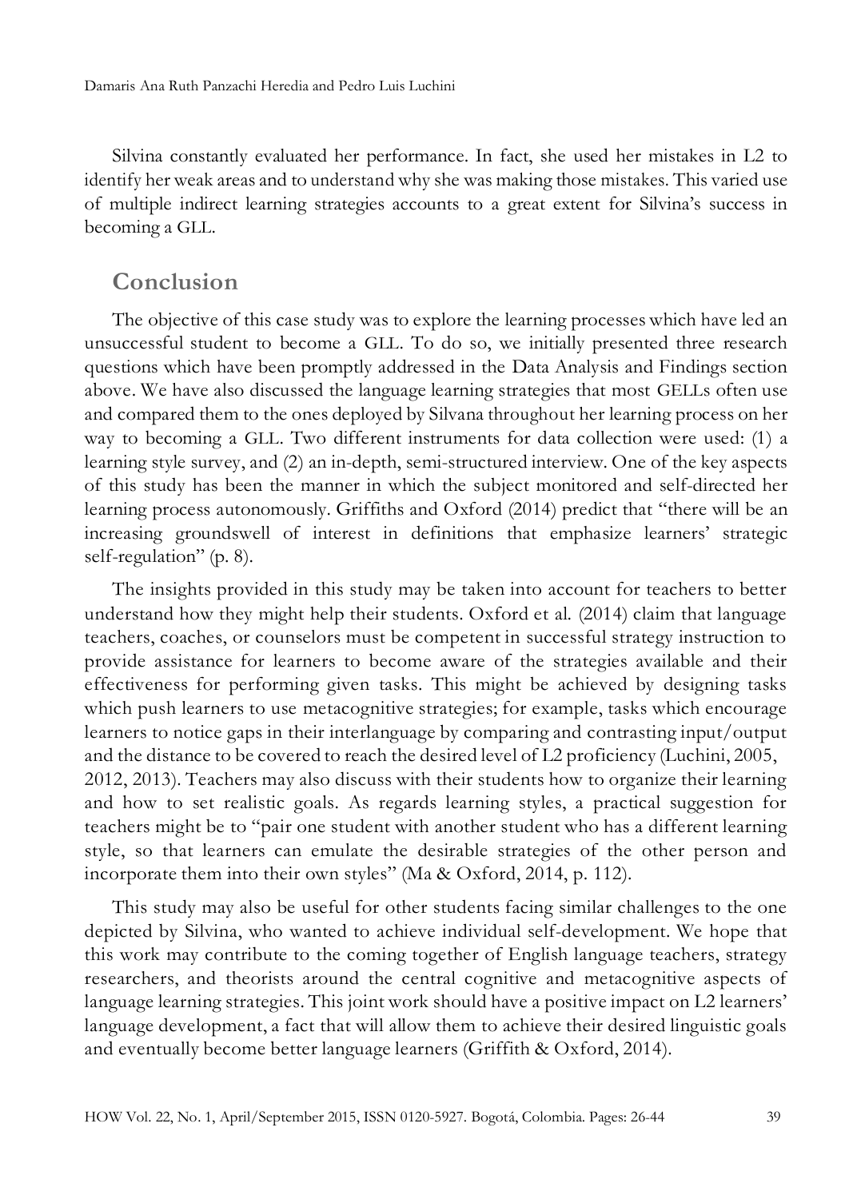Silvina constantly evaluated her performance. In fact, she used her mistakes in L2 to identify her weak areas and to understand why she was making those mistakes. This varied use of multiple indirect learning strategies accounts to a great extent for Silvina's success in becoming a GLL.

## Conclusion

The objective of this case study was to explore the learning processes which have led an unsuccessful student to become a GLL. To do so, we initially presented three research questions which have been promptly addressed in the Data Analysis and Findings section above. We have also discussed the language learning strategies that most GELLs often use and compared them to the ones deployed by Silvana throughout her learning process on her way to becoming a GLL. Two different instruments for data collection were used: (1) a learning style survey, and (2) an in-depth, semi-structured interview. One of the key aspects of this study has been the manner in which the subject monitored and self-directed her learning process autonomously. Griffiths and Oxford (2014) predict that "there will be an increasing groundswell of interest in definitions that emphasize learners' strategic self-regulation" (p. 8).

The insights provided in this study may be taken into account for teachers to better understand how they might help their students. Oxford et al. (2014) claim that language teachers, coaches, or counselors must be competent in successful strategy instruction to provide assistance for learners to become aware of the strategies available and their effectiveness for performing given tasks. This might be achieved by designing tasks which push learners to use metacognitive strategies; for example, tasks which encourage learners to notice gaps in their interlanguage by comparing and contrasting input/output and the distance to be covered to reach the desired level of L2 proficiency (Luchini, 2005, 2012, 2013). Teachers may also discuss with their students how to organize their learning and how to set realistic goals. As regards learning styles, a practical suggestion for teachers might be to "pair one student with another student who has a different learning style, so that learners can emulate the desirable strategies of the other person and incorporate them into their own styles" (Ma & Oxford, 2014, p. 112).

This study may also be useful for other students facing similar challenges to the one depicted by Silvina, who wanted to achieve individual self-development. We hope that this work may contribute to the coming together of English language teachers, strategy researchers, and theorists around the central cognitive and metacognitive aspects of language learning strategies. This joint work should have a positive impact on L2 learners' language development, a fact that will allow them to achieve their desired linguistic goals and eventually become better language learners (Griffith & Oxford, 2014).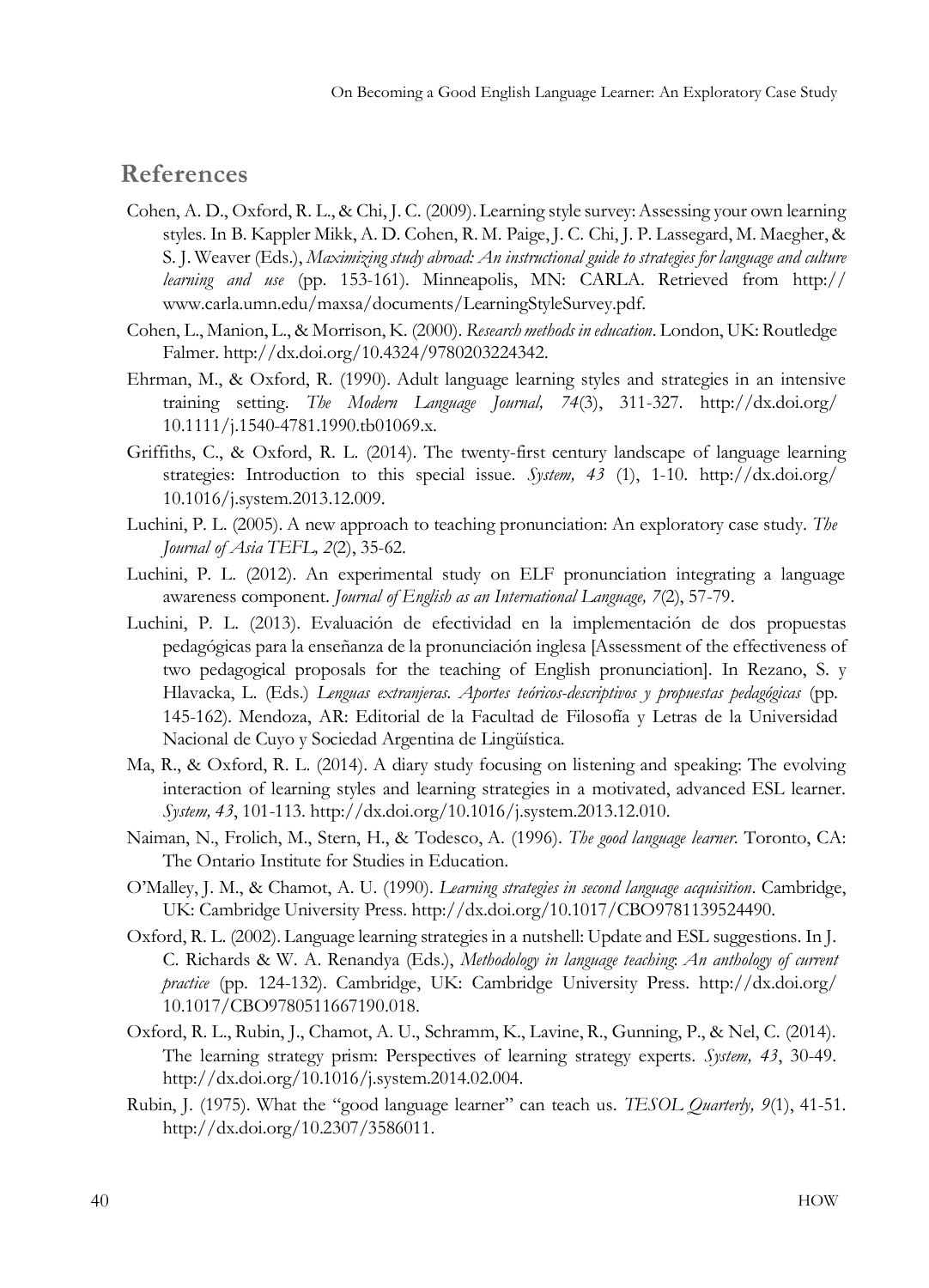## References

Cohen, A. D., Oxford, R. L., & Chi, J. C. (2009). Learning style survey: Assessing your own learning styles. In B. Kappler Mikk, A. D. Cohen, R. M. Paige, J. C. Chi, J. P. Lassegard, M. Maegher, & S. J. Weaver (Eds.), *Maximizing study abroad: An instructional guide to strategies for language and culture learning and use* (pp. 153-161). Minneapolis, MN: CARLA. Retrieved from http://www.carla.umn.edu/maxsa/documents/LearningStyleSurvey.pdf.

Cohen, L., Manion, L., & Morrison, K. (2000). *Research methods in education*. London, UK: Routledge Falmer. http://dx.doi.org/10.4324/9780203224342.

Ehrman, M., & Oxford, R. (1990). Adult language learning styles and strategies in an intensive training setting. *The Modern Language Journal, 74*(3), 311-327. http://dx.doi.org/10.1111/j.1540-4781.1990.tb01069.x.

Griffiths, C., & Oxford, R. L. (2014). The twenty-first century landscape of language learning strategies: Introduction to this special issue. *System, 43* (1), 1-10. http://dx.doi.org/10.1016/j.system.2013.12.009.

Luchini, P. L. (2005). A new approach to teaching pronunciation: An exploratory case study. *The Journal of Asia TEFL, 2*(2), 35-62.

Luchini, P. L. (2012). An experimental study on ELF pronunciation integrating a language awareness component. *Journal of English as an International Language, 7*(2), 57-79.

Luchini, P. L. (2013). Evaluación de efectividad en la implementación de dos propuestas pedagógicas para la enseñanza de la pronunciación inglesa [Assessment of the effectiveness of two pedagogical proposals for the teaching of English pronunciation]. In Rezano, S. y Hlavacka, L. (Eds.) *Lenguas extranjeras. Aportes teóricos-descriptivos y propuestas pedagógicas* (pp. 145-162). Mendoza, AR: Editorial de la Facultad de Filosofía y Letras de la Universidad Nacional de Cuyo y Sociedad Argentina de Lingüística.

Ma, R., & Oxford, R. L. (2014). A diary study focusing on listening and speaking: The evolving interaction of learning styles and learning strategies in a motivated, advanced ESL learner. *System, 43*, 101-113. http://dx.doi.org/10.1016/j.system.2013.12.010.

Naiman, N., Frolich, M., Stern, H., & Todesco, A. (1996). *The good language learner*. Toronto, CA: The Ontario Institute for Studies in Education.

O'Malley, J. M., & Chamot, A. U. (1990). *Learning strategies in second language acquisition*. Cambridge, UK: Cambridge University Press. http://dx.doi.org/10.1017/CBO9781139524490.

Oxford, R. L. (2002). Language learning strategies in a nutshell: Update and ESL suggestions. In J. C. Richards & W. A. Renandya (Eds.), *Methodology in language teaching: An anthology of current practice* (pp. 124-132). Cambridge, UK: Cambridge University Press. http://dx.doi.org/10.1017/CBO9780511667190.018.

Oxford, R. L., Rubin, J., Chamot, A. U., Schramm, K., Lavine, R., Gunning, P., & Nel, C. (2014). The learning strategy prism: Perspectives of learning strategy experts. *System, 43*, 30-49. http://dx.doi.org/10.1016/j.system.2014.02.004.

Rubin, J. (1975). What the "good language learner" can teach us. *TESOL Quarterly, 9*(1), 41-51. http://dx.doi.org/10.2307/3586011.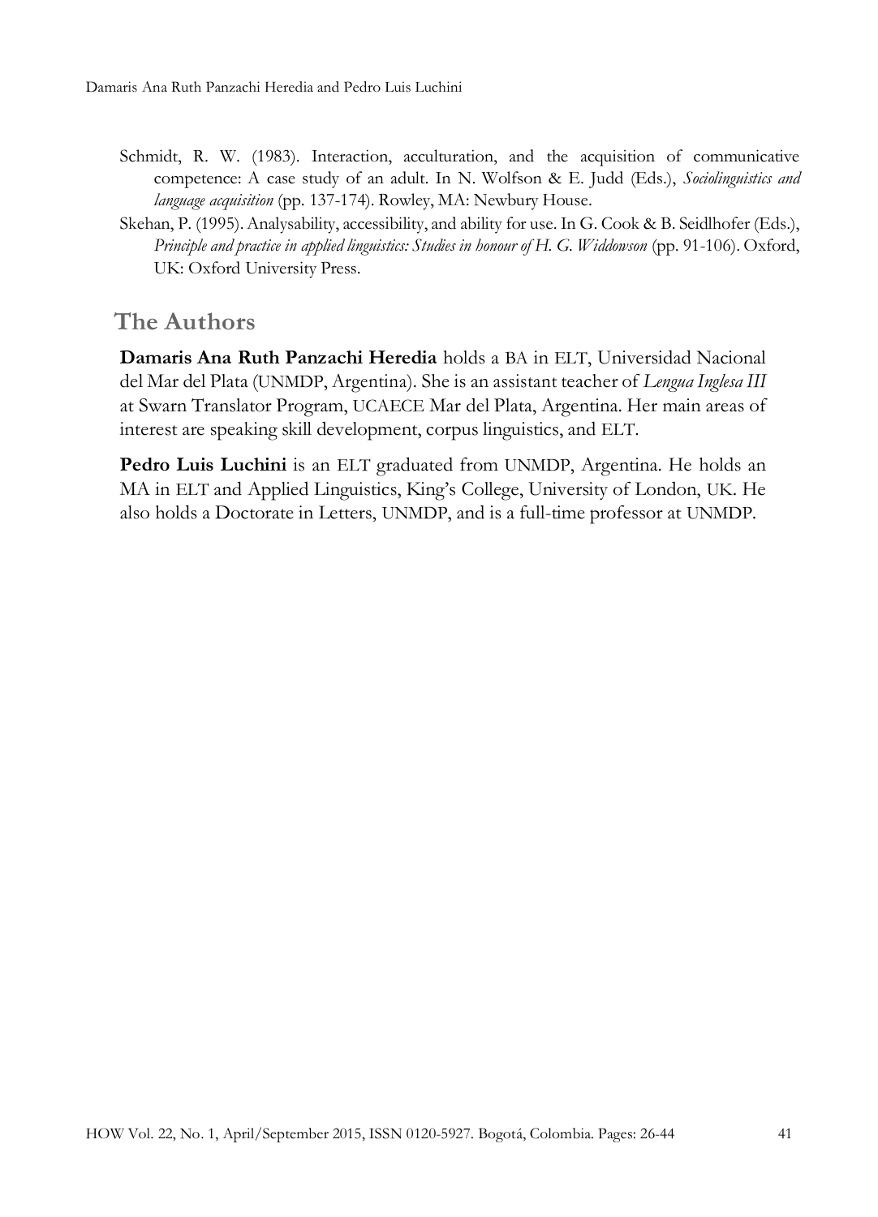Schmidt, R. W. (1983). Interaction, acculturation, and the acquisition of communicative competence: A case study of an adult. In N. Wolfson & E. Judd (Eds.), *Sociolinguistics and language acquisition* (pp. 137-174). Rowley, MA: Newbury House.

Skehan, P. (1995). Analysability, accessibility, and ability for use. In G. Cook & B. Seidlhofer (Eds.), *Principle and practice in applied linguistics: Studies in honour of H. G. Widdowson* (pp. 91-106). Oxford, UK: Oxford University Press.

## The Authors

**Damaris Ana Ruth Panzachi Heredia** holds a BA in ELT, Universidad Nacional del Mar del Plata (UNMDP, Argentina). She is an assistant teacher of *Lengua Inglesa III* at Swarn Translator Program, UCAECE Mar del Plata, Argentina. Her main areas of interest are speaking skill development, corpus linguistics, and ELT.

**Pedro Luis Luchini** is an ELT graduated from UNMDP, Argentina. He holds an MA in ELT and Applied Linguistics, King's College, University of London, UK. He also holds a Doctorate in Letters, UNMDP, and is a full-time professor at UNMDP.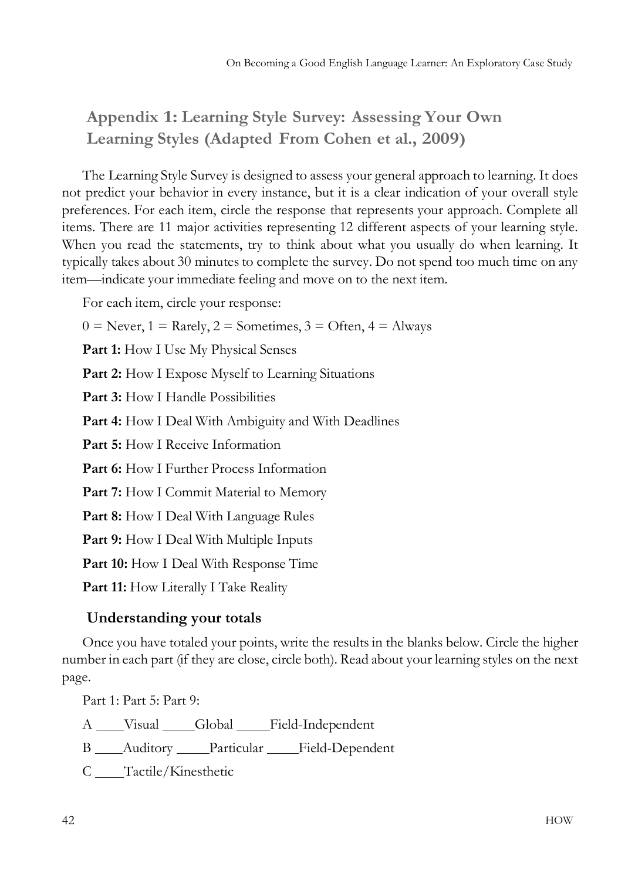## Appendix 1: Learning Style Survey: Assessing Your Own Learning Styles (Adapted From Cohen et al., 2009)

The Learning Style Survey is designed to assess your general approach to learning. It does not predict your behavior in every instance, but it is a clear indication of your overall style preferences. For each item, circle the response that represents your approach. Complete all items. There are 11 major activities representing 12 different aspects of your learning style. When you read the statements, try to think about what you usually do when learning. It typically takes about 30 minutes to complete the survey. Do not spend too much time on any item—indicate your immediate feeling and move on to the next item.

For each item, circle your response:

0 = Never, 1 = Rarely, 2 = Sometimes, 3 = Often, 4 = Always

**Part 1:** How I Use My Physical Senses

**Part 2:** How I Expose Myself to Learning Situations

**Part 3:** How I Handle Possibilities

**Part 4:** How I Deal With Ambiguity and With Deadlines

**Part 5:** How I Receive Information

**Part 6:** How I Further Process Information

**Part 7:** How I Commit Material to Memory

**Part 8:** How I Deal With Language Rules

**Part 9:** How I Deal With Multiple Inputs

**Part 10:** How I Deal With Response Time

**Part 11:** How Literally I Take Reality

### Understanding your totals

Once you have totaled your points, write the results in the blanks below. Circle the higher number in each part (if they are close, circle both). Read about your learning styles on the next page.

Part 1: Part 5: Part 9:

A ____Visual _____Global _____Field-Independent

B ____Auditory _____Particular _____Field-Dependent

C ____Tactile/Kinesthetic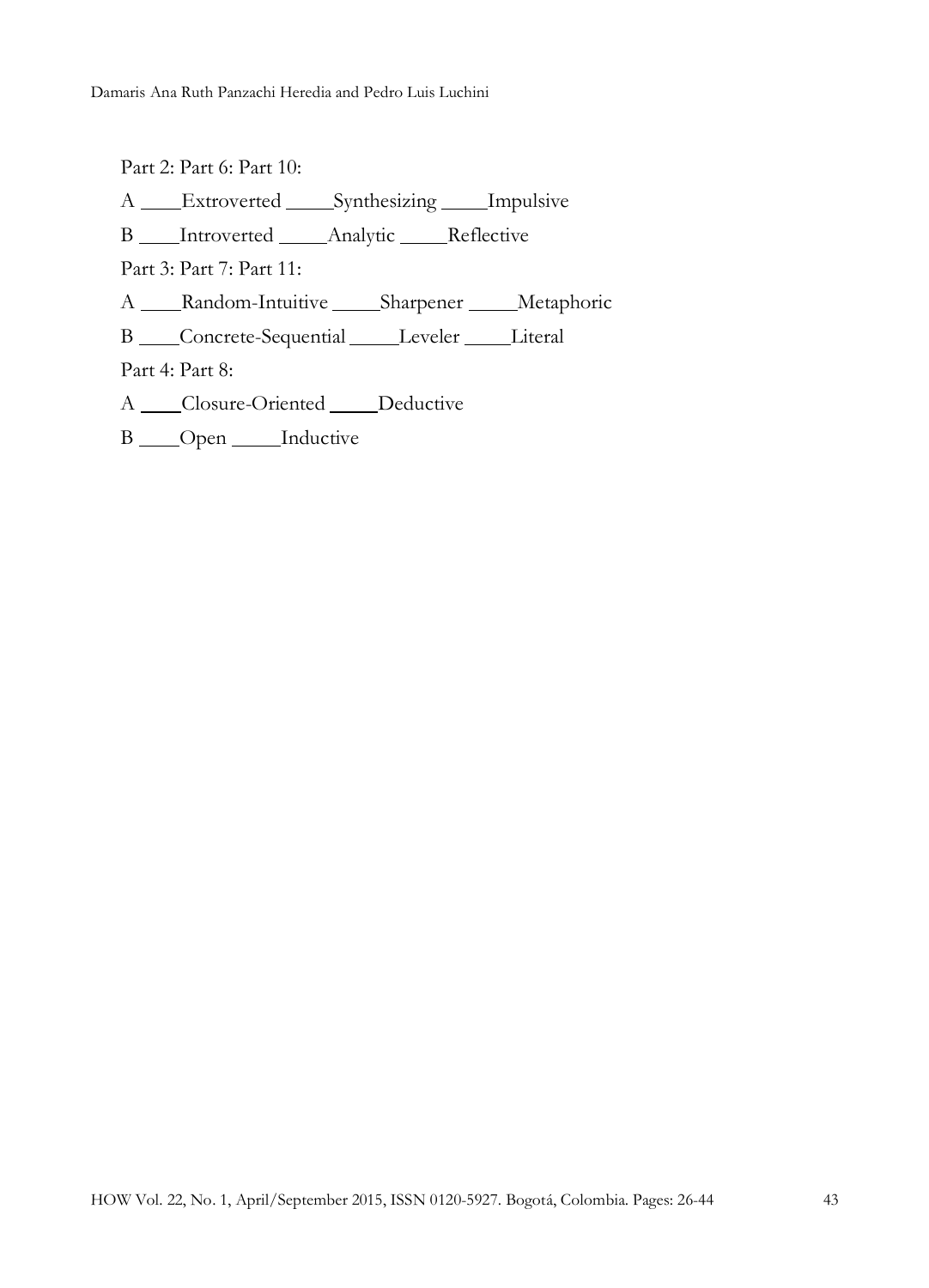Part 2: Part 6: Part 10:

A ____Extroverted _____Synthesizing _____Impulsive

B ____Introverted _____Analytic _____Reflective

Part 3: Part 7: Part 11:

A ____Random-Intuitive _____Sharpener _____Metaphoric

B ____Concrete-Sequential _____Leveler _____Literal

Part 4: Part 8:

A ____Closure-Oriented _____Deductive

B ____Open _____Inductive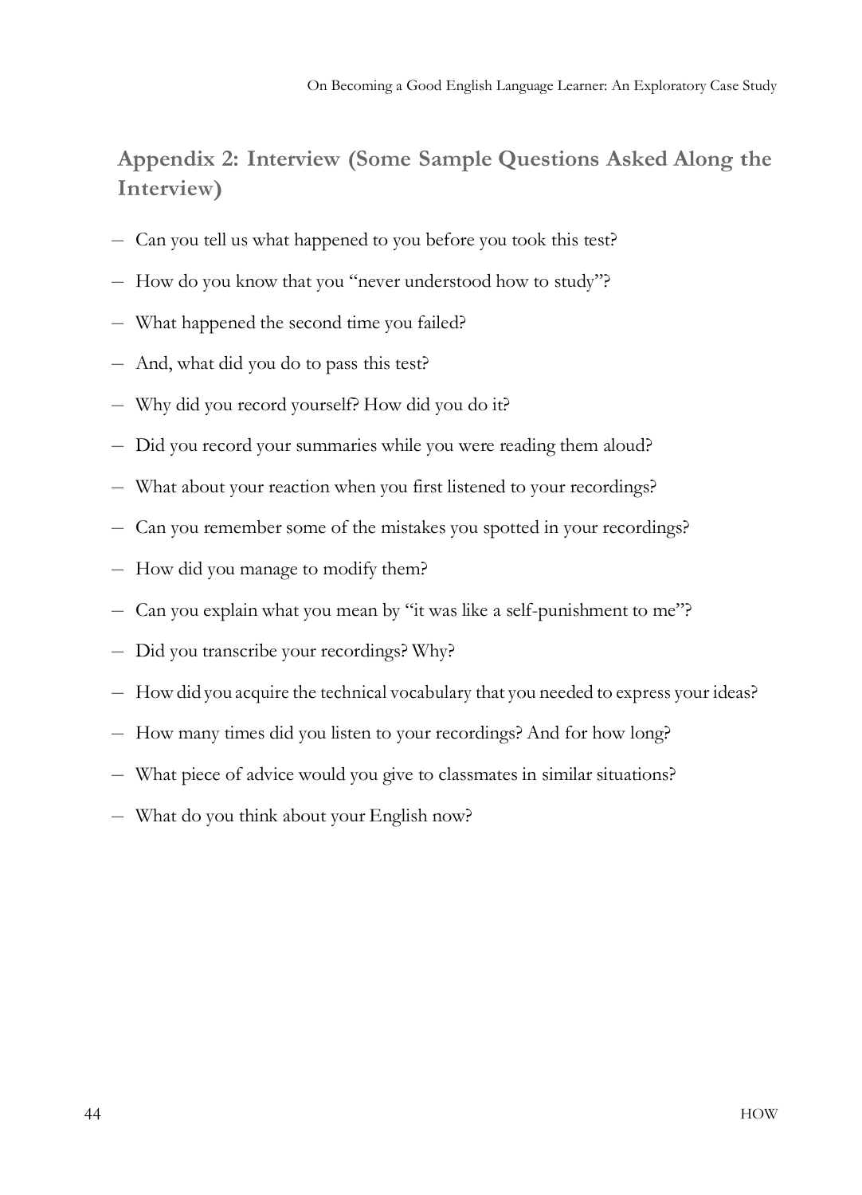## Appendix 2: Interview (Some Sample Questions Asked Along the Interview)

- Can you tell us what happened to you before you took this test?
- How do you know that you "never understood how to study"?
- What happened the second time you failed?
- And, what did you do to pass this test?
- Why did you record yourself? How did you do it?
- Did you record your summaries while you were reading them aloud?
- What about your reaction when you first listened to your recordings?
- Can you remember some of the mistakes you spotted in your recordings?
- How did you manage to modify them?
- Can you explain what you mean by "it was like a self-punishment to me"?
- Did you transcribe your recordings? Why?
- How did you acquire the technical vocabulary that you needed to express your ideas?
- How many times did you listen to your recordings? And for how long?
- What piece of advice would you give to classmates in similar situations?
- What do you think about your English now?